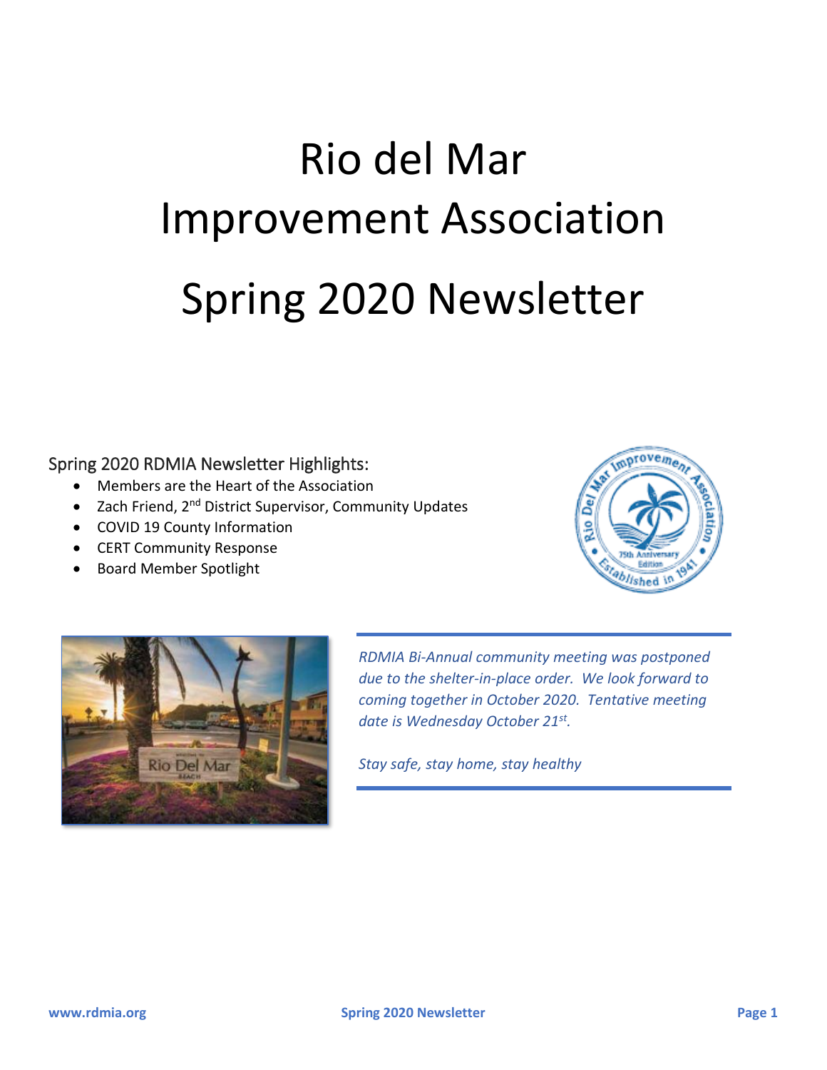# Rio del Mar Improvement Association

# Spring 2020 Newsletter

## Spring 2020 RDMIA Newsletter Highlights:

- Members are the Heart of the Association
- Zach Friend, 2nd District Supervisor, Community Updates
- COVID 19 County Information
- CERT Community Response
- Board Member Spotlight

*RDMIA Bi-Annual community meeting was postponed due to the shelter-in-place order. We look forward to coming together in October 2020. Tentative meeting date is Wednesday October 21st.*

*Stay safe, stay home, stay healthy*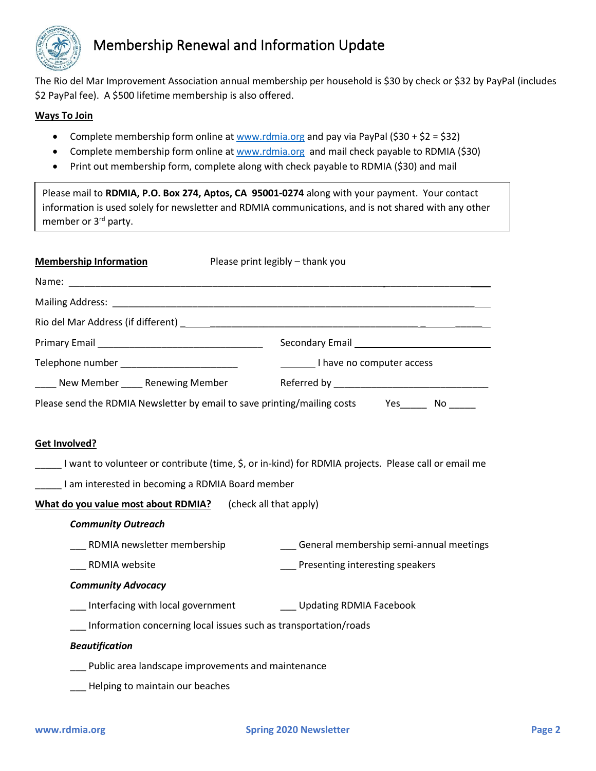# Membership Renewal and Information Update

The Rio del Mar Improvement Association annual membership per household is $30 by check or $32 by PayPal (includes $2 PayPal fee). A $500 lifetime membership is also offered.

**Ways To Join**

- Complete membership form online at www.rdmia.org and pay via PayPal ($30 + $2 = $32)
- Complete membership form online at www.rdmia.org and mail check payable to RDMIA ($30)
- Print out membership form, complete along with check payable to RDMIA ($30) and mail

Please mail to **RDMIA, P.O. Box 274, Aptos, CA 95001-0274** along with your payment. Your contact information is used solely for newsletter and RDMIA communications, and is not shared with any other member or 3rd party.

**Membership Information** Please print legibly – thank you

Name: ____________________________________________________________________________

Mailing Address: _____________________________________________________________________

Rio del Mar Address (if different) _______________________________________________________

Primary Email ________________________________ Secondary Email ___________________________

Telephone number ______________________ _______ I have no computer access

____ New Member ____ Renewing Member Referred by _____________________________

Please send the RDMIA Newsletter by email to save printing/mailing costs Yes_____ No _____

**Get Involved?**

_____ I want to volunteer or contribute (time, $, or in-kind) for RDMIA projects. Please call or email me

_____ I am interested in becoming a RDMIA Board member

**What do you value most about RDMIA?** (check all that apply)

***Community Outreach***

___ RDMIA newsletter membership

___ General membership semi-annual meetings

___ RDMIA website

___ Presenting interesting speakers

***Community Advocacy***

___ Interfacing with local government

___ Updating RDMIA Facebook

___ Information concerning local issues such as transportation/roads

***Beautification***

___ Public area landscape improvements and maintenance

___ Helping to maintain our beaches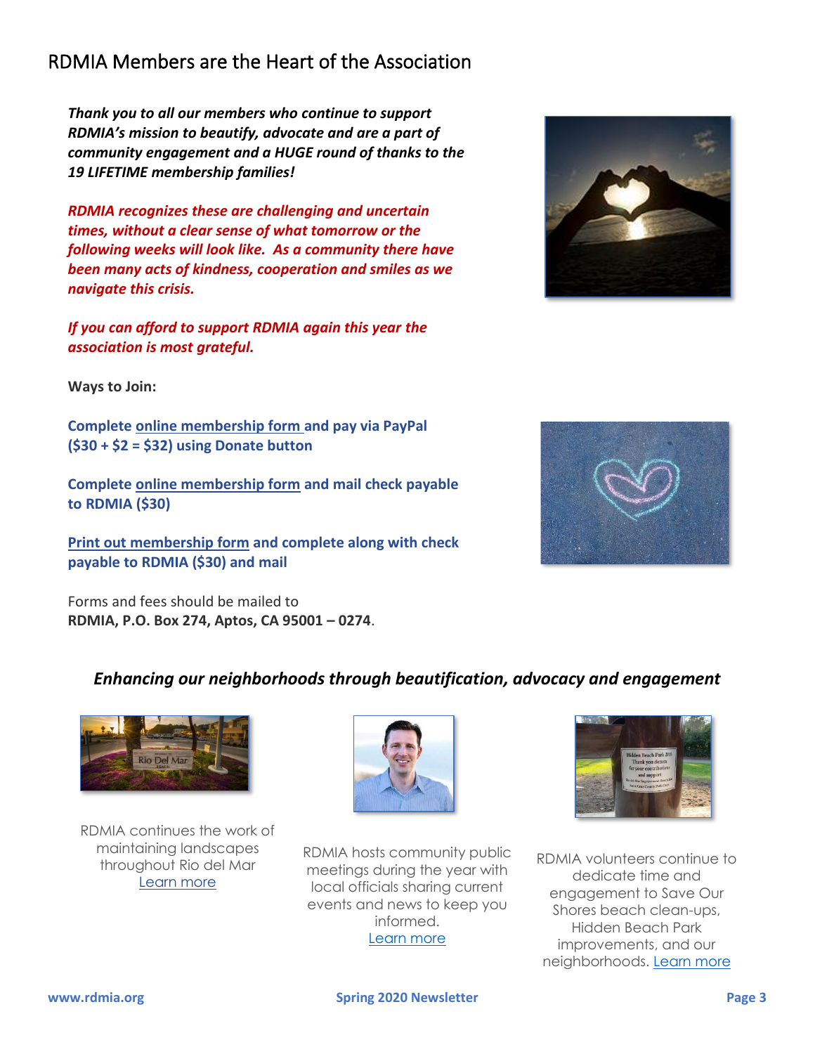## RDMIA Members are the Heart of the Association

***Thank you to all our members who continue to support RDMIA's mission to beautify, advocate and are a part of community engagement and a HUGE round of thanks to the 19 LIFETIME membership families!***

***RDMIA recognizes these are challenging and uncertain times, without a clear sense of what tomorrow or the following weeks will look like. As a community there have been many acts of kindness, cooperation and smiles as we navigate this crisis.***

***If you can afford to support RDMIA again this year the association is most grateful.***

**Ways to Join:**

**Complete online membership form and pay via PayPal ($30 + $2 = $32) using Donate button**

**Complete online membership form and mail check payable to RDMIA ($30)**

**Print out membership form and complete along with check payable to RDMIA ($30) and mail**

Forms and fees should be mailed to
**RDMIA, P.O. Box 274, Aptos, CA 95001 – 0274**.

### *Enhancing our neighborhoods through beautification, advocacy and engagement*

RDMIA continues the work of maintaining landscapes throughout Rio del Mar
Learn more

RDMIA hosts community public meetings during the year with local officials sharing current events and news to keep you informed.
Learn more

RDMIA volunteers continue to dedicate time and engagement to Save Our Shores beach clean-ups, Hidden Beach Park improvements, and our neighborhoods. Learn more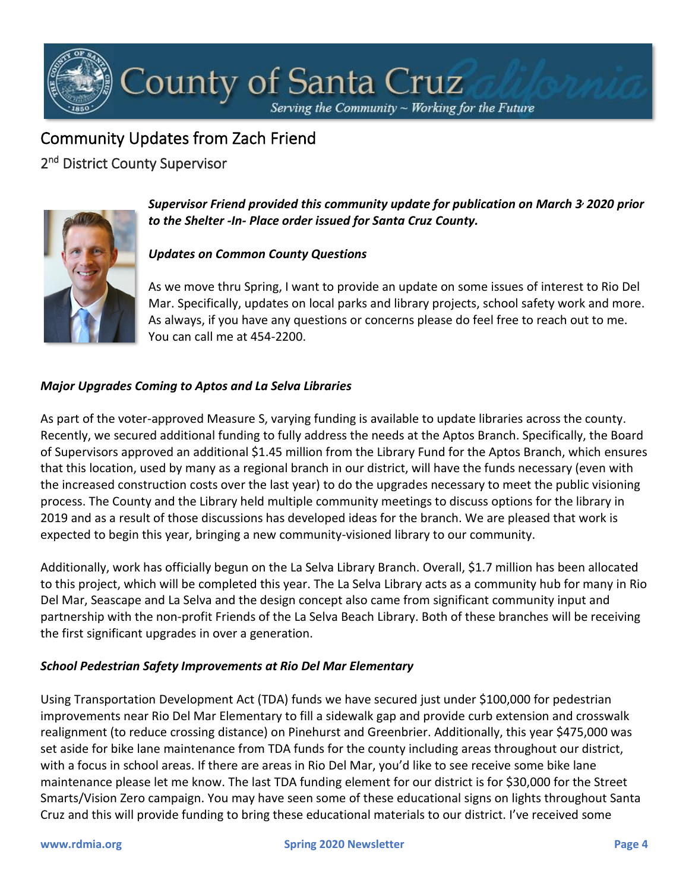# Community Updates from Zach Friend

2nd District County Supervisor

***Supervisor Friend provided this community update for publication on March 3, 2020 prior to the Shelter -In- Place order issued for Santa Cruz County.***

***Updates on Common County Questions***

As we move thru Spring, I want to provide an update on some issues of interest to Rio Del Mar. Specifically, updates on local parks and library projects, school safety work and more. As always, if you have any questions or concerns please do feel free to reach out to me. You can call me at 454-2200.

***Major Upgrades Coming to Aptos and La Selva Libraries***

As part of the voter-approved Measure S, varying funding is available to update libraries across the county. Recently, we secured additional funding to fully address the needs at the Aptos Branch. Specifically, the Board of Supervisors approved an additional $1.45 million from the Library Fund for the Aptos Branch, which ensures that this location, used by many as a regional branch in our district, will have the funds necessary (even with the increased construction costs over the last year) to do the upgrades necessary to meet the public visioning process. The County and the Library held multiple community meetings to discuss options for the library in 2019 and as a result of those discussions has developed ideas for the branch. We are pleased that work is expected to begin this year, bringing a new community-visioned library to our community.

Additionally, work has officially begun on the La Selva Library Branch. Overall, $1.7 million has been allocated to this project, which will be completed this year. The La Selva Library acts as a community hub for many in Rio Del Mar, Seascape and La Selva and the design concept also came from significant community input and partnership with the non-profit Friends of the La Selva Beach Library. Both of these branches will be receiving the first significant upgrades in over a generation.

***School Pedestrian Safety Improvements at Rio Del Mar Elementary***

Using Transportation Development Act (TDA) funds we have secured just under $100,000 for pedestrian improvements near Rio Del Mar Elementary to fill a sidewalk gap and provide curb extension and crosswalk realignment (to reduce crossing distance) on Pinehurst and Greenbrier. Additionally, this year $475,000 was set aside for bike lane maintenance from TDA funds for the county including areas throughout our district, with a focus in school areas. If there are areas in Rio Del Mar, you'd like to see receive some bike lane maintenance please let me know. The last TDA funding element for our district is for $30,000 for the Street Smarts/Vision Zero campaign. You may have seen some of these educational signs on lights throughout Santa Cruz and this will provide funding to bring these educational materials to our district. I've received some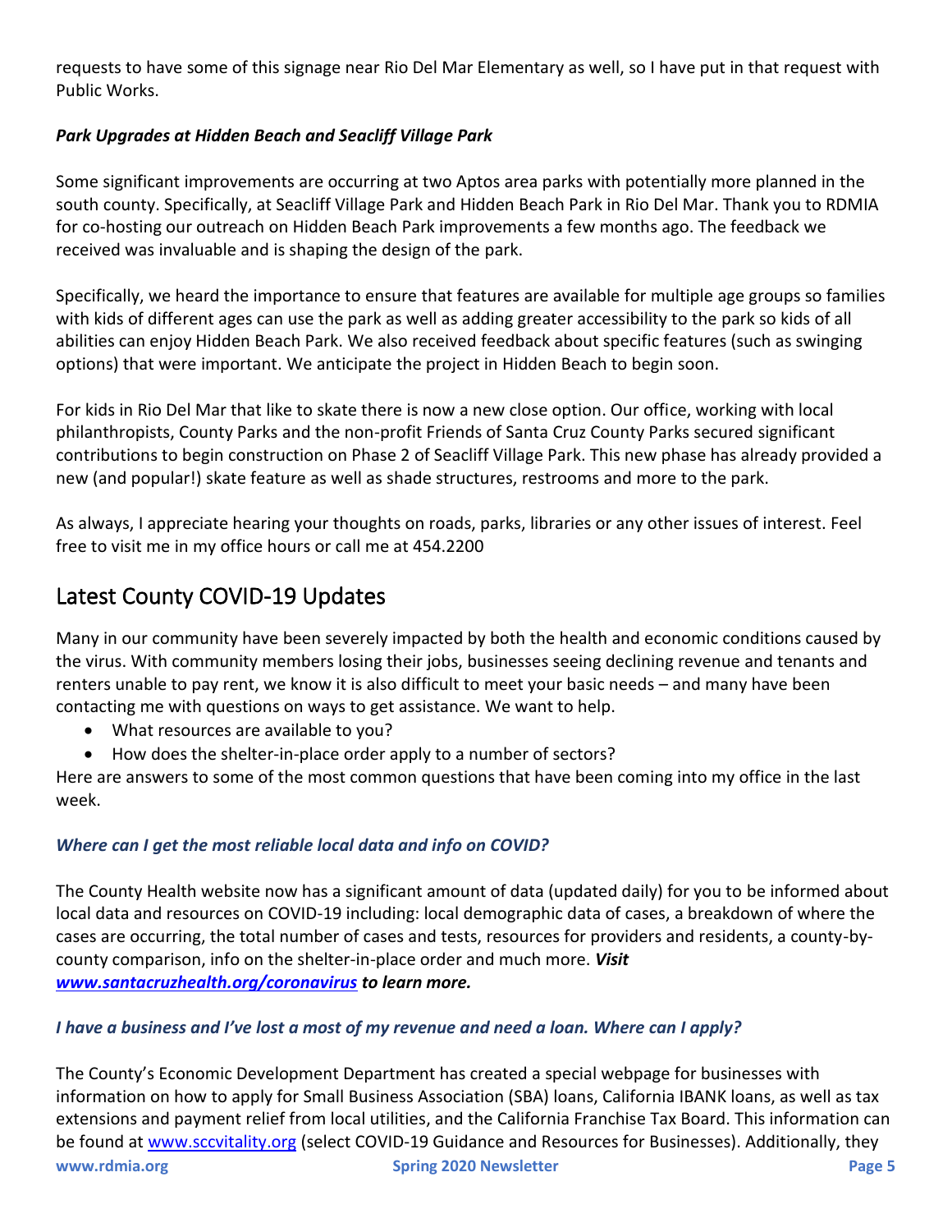requests to have some of this signage near Rio Del Mar Elementary as well, so I have put in that request with Public Works.

***Park Upgrades at Hidden Beach and Seacliff Village Park***

Some significant improvements are occurring at two Aptos area parks with potentially more planned in the south county. Specifically, at Seacliff Village Park and Hidden Beach Park in Rio Del Mar. Thank you to RDMIA for co-hosting our outreach on Hidden Beach Park improvements a few months ago. The feedback we received was invaluable and is shaping the design of the park.

Specifically, we heard the importance to ensure that features are available for multiple age groups so families with kids of different ages can use the park as well as adding greater accessibility to the park so kids of all abilities can enjoy Hidden Beach Park. We also received feedback about specific features (such as swinging options) that were important. We anticipate the project in Hidden Beach to begin soon.

For kids in Rio Del Mar that like to skate there is now a new close option. Our office, working with local philanthropists, County Parks and the non-profit Friends of Santa Cruz County Parks secured significant contributions to begin construction on Phase 2 of Seacliff Village Park. This new phase has already provided a new (and popular!) skate feature as well as shade structures, restrooms and more to the park.

As always, I appreciate hearing your thoughts on roads, parks, libraries or any other issues of interest. Feel free to visit me in my office hours or call me at 454.2200

## Latest County COVID-19 Updates

Many in our community have been severely impacted by both the health and economic conditions caused by the virus. With community members losing their jobs, businesses seeing declining revenue and tenants and renters unable to pay rent, we know it is also difficult to meet your basic needs – and many have been contacting me with questions on ways to get assistance. We want to help.

- What resources are available to you?
- How does the shelter-in-place order apply to a number of sectors?

Here are answers to some of the most common questions that have been coming into my office in the last week.

***Where can I get the most reliable local data and info on COVID?***

The County Health website now has a significant amount of data (updated daily) for you to be informed about local data and resources on COVID-19 including: local demographic data of cases, a breakdown of where the cases are occurring, the total number of cases and tests, resources for providers and residents, a county-by-county comparison, info on the shelter-in-place order and much more. ***Visit [www.santacruzhealth.org/coronavirus](www.santacruzhealth.org/coronavirus) to learn more.***

***I have a business and I've lost a most of my revenue and need a loan. Where can I apply?***

The County's Economic Development Department has created a special webpage for businesses with information on how to apply for Small Business Association (SBA) loans, California IBANK loans, as well as tax extensions and payment relief from local utilities, and the California Franchise Tax Board. This information can be found at [www.sccvitality.org](www.sccvitality.org) (select COVID-19 Guidance and Resources for Businesses). Additionally, they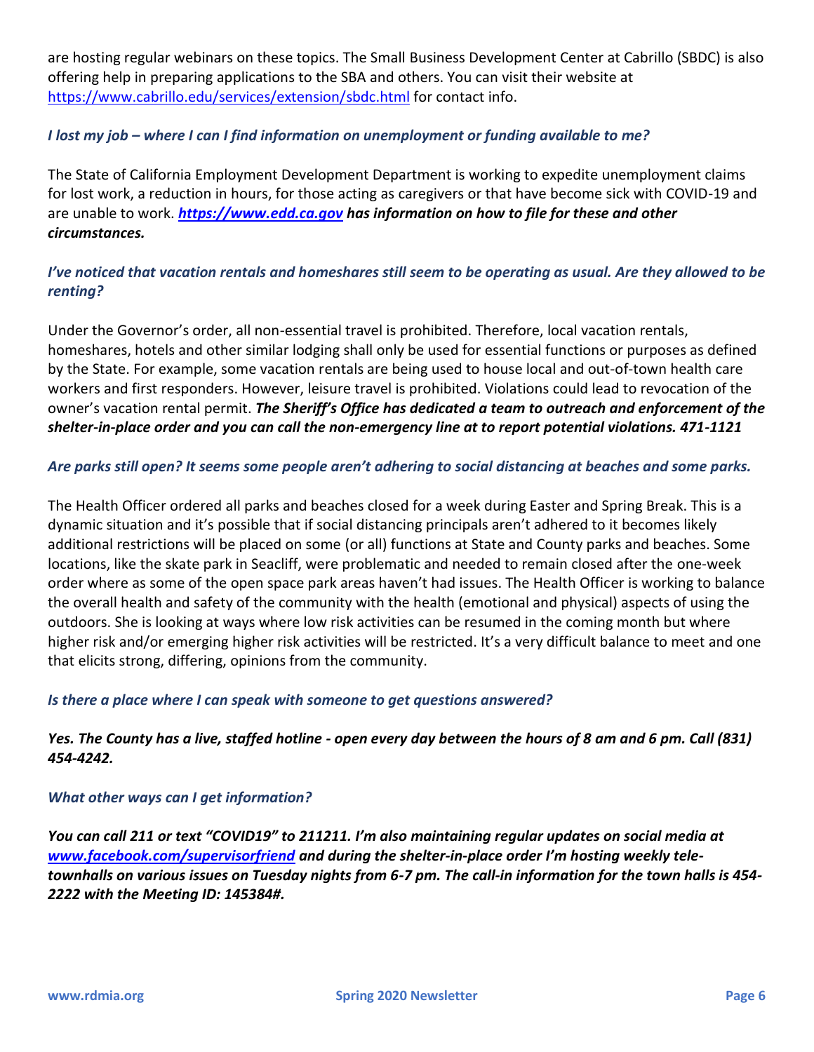are hosting regular webinars on these topics. The Small Business Development Center at Cabrillo (SBDC) is also offering help in preparing applications to the SBA and others. You can visit their website at https://www.cabrillo.edu/services/extension/sbdc.html for contact info.

***I lost my job – where I can I find information on unemployment or funding available to me?***

The State of California Employment Development Department is working to expedite unemployment claims for lost work, a reduction in hours, for those acting as caregivers or that have become sick with COVID-19 and are unable to work. ***https://www.edd.ca.gov has information on how to file for these and other circumstances.***

***I've noticed that vacation rentals and homeshares still seem to be operating as usual. Are they allowed to be renting?***

Under the Governor's order, all non-essential travel is prohibited. Therefore, local vacation rentals, homeshares, hotels and other similar lodging shall only be used for essential functions or purposes as defined by the State. For example, some vacation rentals are being used to house local and out-of-town health care workers and first responders. However, leisure travel is prohibited. Violations could lead to revocation of the owner's vacation rental permit. ***The Sheriff's Office has dedicated a team to outreach and enforcement of the shelter-in-place order and you can call the non-emergency line at to report potential violations. 471-1121***

***Are parks still open? It seems some people aren't adhering to social distancing at beaches and some parks.***

The Health Officer ordered all parks and beaches closed for a week during Easter and Spring Break. This is a dynamic situation and it's possible that if social distancing principals aren't adhered to it becomes likely additional restrictions will be placed on some (or all) functions at State and County parks and beaches. Some locations, like the skate park in Seacliff, were problematic and needed to remain closed after the one-week order where as some of the open space park areas haven't had issues. The Health Officer is working to balance the overall health and safety of the community with the health (emotional and physical) aspects of using the outdoors. She is looking at ways where low risk activities can be resumed in the coming month but where higher risk and/or emerging higher risk activities will be restricted. It's a very difficult balance to meet and one that elicits strong, differing, opinions from the community.

***Is there a place where I can speak with someone to get questions answered?***

***Yes. The County has a live, staffed hotline - open every day between the hours of 8 am and 6 pm. Call (831) 454-4242.***

***What other ways can I get information?***

***You can call 211 or text "COVID19" to 211211. I'm also maintaining regular updates on social media at www.facebook.com/supervisorfriend and during the shelter-in-place order I'm hosting weekly tele-townhalls on various issues on Tuesday nights from 6-7 pm. The call-in information for the town halls is 454-2222 with the Meeting ID: 145384#.***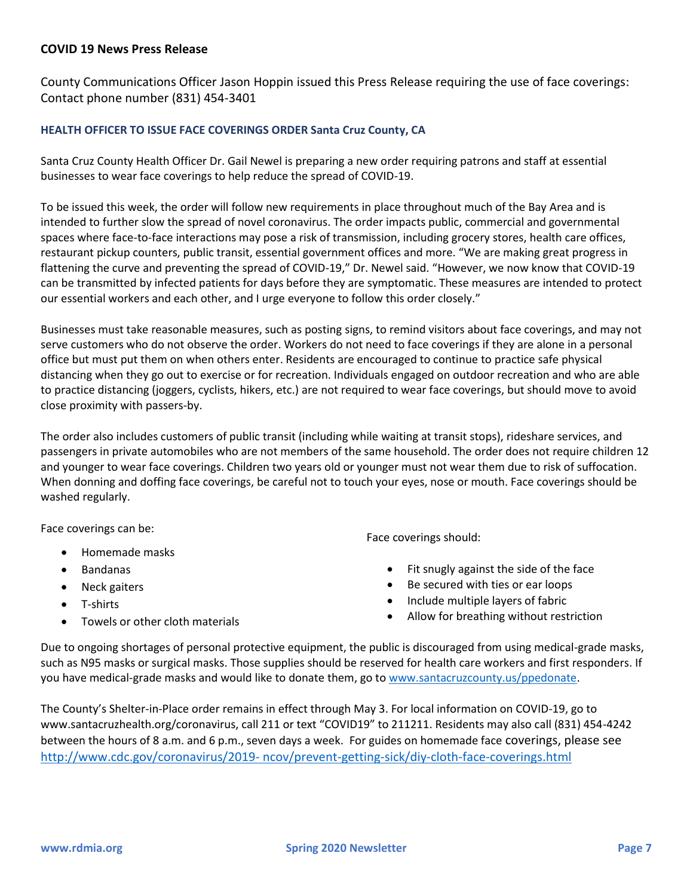**COVID 19 News Press Release**

County Communications Officer Jason Hoppin issued this Press Release requiring the use of face coverings: Contact phone number (831) 454-3401

### HEALTH OFFICER TO ISSUE FACE COVERINGS ORDER Santa Cruz County, CA

Santa Cruz County Health Officer Dr. Gail Newel is preparing a new order requiring patrons and staff at essential businesses to wear face coverings to help reduce the spread of COVID-19.

To be issued this week, the order will follow new requirements in place throughout much of the Bay Area and is intended to further slow the spread of novel coronavirus. The order impacts public, commercial and governmental spaces where face-to-face interactions may pose a risk of transmission, including grocery stores, health care offices, restaurant pickup counters, public transit, essential government offices and more. "We are making great progress in flattening the curve and preventing the spread of COVID-19," Dr. Newel said. "However, we now know that COVID-19 can be transmitted by infected patients for days before they are symptomatic. These measures are intended to protect our essential workers and each other, and I urge everyone to follow this order closely."

Businesses must take reasonable measures, such as posting signs, to remind visitors about face coverings, and may not serve customers who do not observe the order. Workers do not need to face coverings if they are alone in a personal office but must put them on when others enter. Residents are encouraged to continue to practice safe physical distancing when they go out to exercise or for recreation. Individuals engaged on outdoor recreation and who are able to practice distancing (joggers, cyclists, hikers, etc.) are not required to wear face coverings, but should move to avoid close proximity with passers-by.

The order also includes customers of public transit (including while waiting at transit stops), rideshare services, and passengers in private automobiles who are not members of the same household. The order does not require children 12 and younger to wear face coverings. Children two years old or younger must not wear them due to risk of suffocation. When donning and doffing face coverings, be careful not to touch your eyes, nose or mouth. Face coverings should be washed regularly.

Face coverings can be:

- Homemade masks
- Bandanas
- Neck gaiters
- T-shirts
- Towels or other cloth materials

Face coverings should:

- Fit snugly against the side of the face
- Be secured with ties or ear loops
- Include multiple layers of fabric
- Allow for breathing without restriction

Due to ongoing shortages of personal protective equipment, the public is discouraged from using medical-grade masks, such as N95 masks or surgical masks. Those supplies should be reserved for health care workers and first responders. If you have medical-grade masks and would like to donate them, go to [www.santacruzcounty.us/ppedonate](http://www.santacruzcounty.us/ppedonate).

The County's Shelter-in-Place order remains in effect through May 3. For local information on COVID-19, go to www.santacruzhealth.org/coronavirus, call 211 or text "COVID19" to 211211. Residents may also call (831) 454-4242 between the hours of 8 a.m. and 6 p.m., seven days a week. For guides on homemade face coverings, please see [http://www.cdc.gov/coronavirus/2019- ncov/prevent-getting-sick/diy-cloth-face-coverings.html](http://www.cdc.gov/coronavirus/2019-ncov/prevent-getting-sick/diy-cloth-face-coverings.html)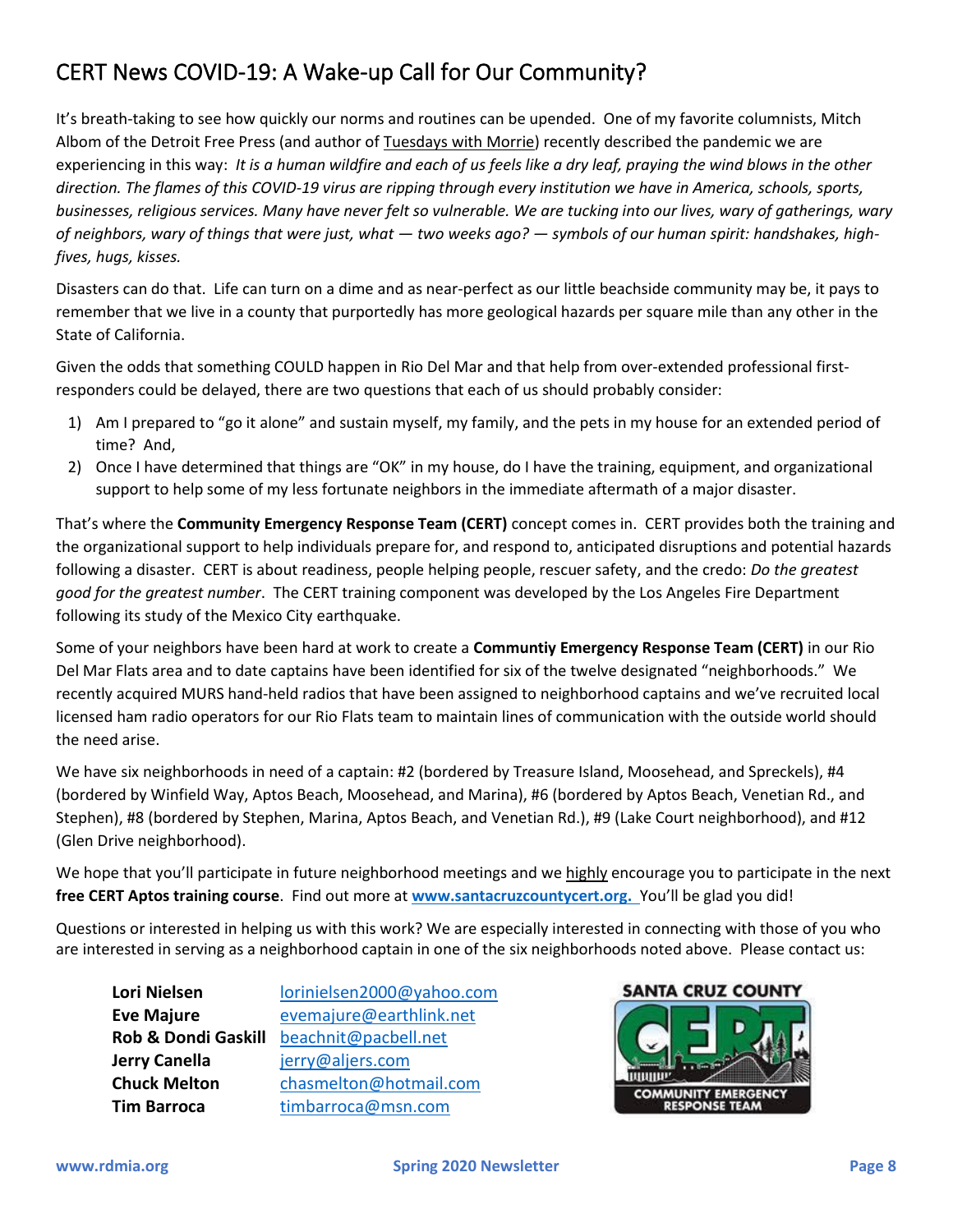# CERT News COVID-19: A Wake-up Call for Our Community?

It's breath-taking to see how quickly our norms and routines can be upended. One of my favorite columnists, Mitch Albom of the Detroit Free Press (and author of Tuesdays with Morrie) recently described the pandemic we are experiencing in this way: *It is a human wildfire and each of us feels like a dry leaf, praying the wind blows in the other direction. The flames of this COVID-19 virus are ripping through every institution we have in America, schools, sports, businesses, religious services. Many have never felt so vulnerable. We are tucking into our lives, wary of gatherings, wary of neighbors, wary of things that were just, what — two weeks ago? — symbols of our human spirit: handshakes, high-fives, hugs, kisses.*

Disasters can do that. Life can turn on a dime and as near-perfect as our little beachside community may be, it pays to remember that we live in a county that purportedly has more geological hazards per square mile than any other in the State of California.

Given the odds that something COULD happen in Rio Del Mar and that help from over-extended professional first-responders could be delayed, there are two questions that each of us should probably consider:

1) Am I prepared to "go it alone" and sustain myself, my family, and the pets in my house for an extended period of time? And,
2) Once I have determined that things are "OK" in my house, do I have the training, equipment, and organizational support to help some of my less fortunate neighbors in the immediate aftermath of a major disaster.

That's where the **Community Emergency Response Team (CERT)** concept comes in. CERT provides both the training and the organizational support to help individuals prepare for, and respond to, anticipated disruptions and potential hazards following a disaster. CERT is about readiness, people helping people, rescuer safety, and the credo: *Do the greatest good for the greatest number*. The CERT training component was developed by the Los Angeles Fire Department following its study of the Mexico City earthquake.

Some of your neighbors have been hard at work to create a **Communtiy Emergency Response Team (CERT)** in our Rio Del Mar Flats area and to date captains have been identified for six of the twelve designated "neighborhoods." We recently acquired MURS hand-held radios that have been assigned to neighborhood captains and we've recruited local licensed ham radio operators for our Rio Flats team to maintain lines of communication with the outside world should the need arise.

We have six neighborhoods in need of a captain: #2 (bordered by Treasure Island, Moosehead, and Spreckels), #4 (bordered by Winfield Way, Aptos Beach, Moosehead, and Marina), #6 (bordered by Aptos Beach, Venetian Rd., and Stephen), #8 (bordered by Stephen, Marina, Aptos Beach, and Venetian Rd.), #9 (Lake Court neighborhood), and #12 (Glen Drive neighborhood).

We hope that you'll participate in future neighborhood meetings and we highly encourage you to participate in the next **free CERT Aptos training course**. Find out more at **www.santacruzcountycert.org.** You'll be glad you did!

Questions or interested in helping us with this work? We are especially interested in connecting with those of you who are interested in serving as a neighborhood captain in one of the six neighborhoods noted above. Please contact us:

**Lori Nielsen** lorinielsen2000@yahoo.com
**Eve Majure** evemajure@earthlink.net
**Rob & Dondi Gaskill** beachnit@pacbell.net
**Jerry Canella** jerry@aljers.com
**Chuck Melton** chasmelton@hotmail.com
**Tim Barroca** timbarroca@msn.com

SANTA CRUZ COUNTY CERT COMMUNITY EMERGENCY RESPONSE TEAM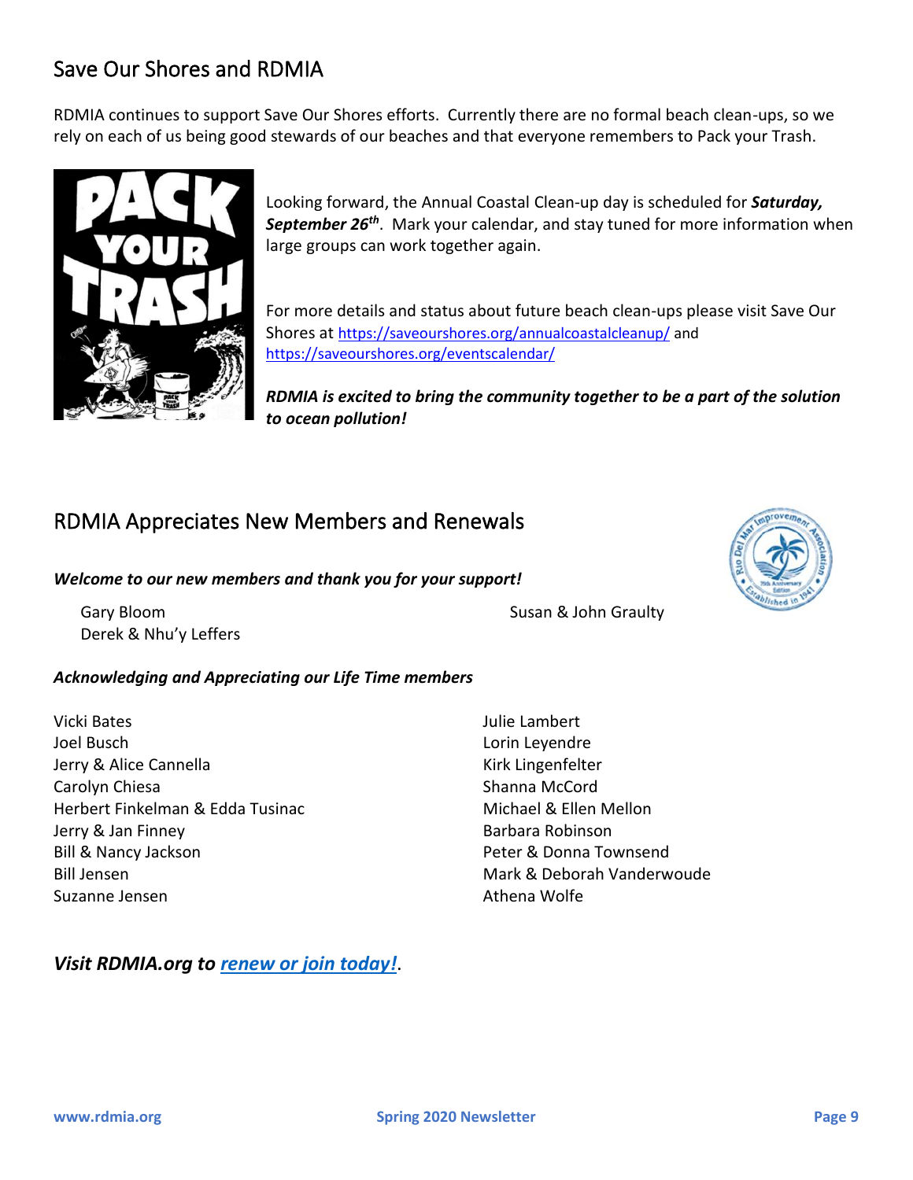## Save Our Shores and RDMIA

RDMIA continues to support Save Our Shores efforts. Currently there are no formal beach clean-ups, so we rely on each of us being good stewards of our beaches and that everyone remembers to Pack your Trash.

Looking forward, the Annual Coastal Clean-up day is scheduled for ***Saturday, September 26th***. Mark your calendar, and stay tuned for more information when large groups can work together again.

For more details and status about future beach clean-ups please visit Save Our Shores at https://saveourshores.org/annualcoastalcleanup/ and https://saveourshores.org/eventscalendar/

***RDMIA is excited to bring the community together to be a part of the solution to ocean pollution!***

## RDMIA Appreciates New Members and Renewals

***Welcome to our new members and thank you for your support!***

Gary Bloom
Derek & Nhu'y Leffers
Susan & John Graulty

***Acknowledging and Appreciating our Life Time members***

Vicki Bates
Joel Busch
Jerry & Alice Cannella
Carolyn Chiesa
Herbert Finkelman & Edda Tusinac
Jerry & Jan Finney
Bill & Nancy Jackson
Bill Jensen
Suzanne Jensen
Julie Lambert
Lorin Leyendre
Kirk Lingenfelter
Shanna McCord
Michael & Ellen Mellon
Barbara Robinson
Peter & Donna Townsend
Mark & Deborah Vanderwoude
Athena Wolfe

***Visit RDMIA.org to renew or join today!***.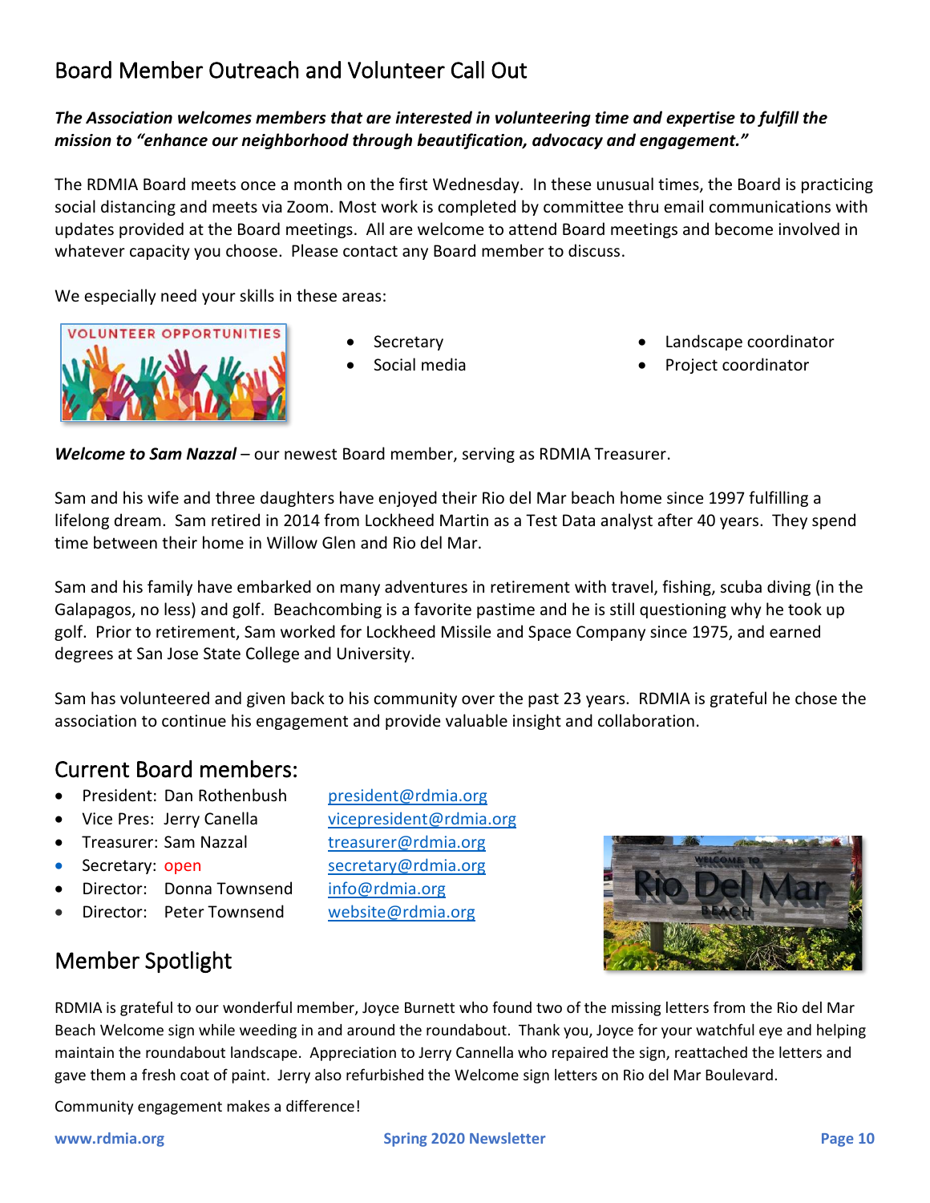## Board Member Outreach and Volunteer Call Out

***The Association welcomes members that are interested in volunteering time and expertise to fulfill the mission to "enhance our neighborhood through beautification, advocacy and engagement."***

The RDMIA Board meets once a month on the first Wednesday. In these unusual times, the Board is practicing social distancing and meets via Zoom. Most work is completed by committee thru email communications with updates provided at the Board meetings. All are welcome to attend Board meetings and become involved in whatever capacity you choose. Please contact any Board member to discuss.

We especially need your skills in these areas:

- Secretary
- Social media
- Landscape coordinator
- Project coordinator

***Welcome to Sam Nazzal*** – our newest Board member, serving as RDMIA Treasurer.

Sam and his wife and three daughters have enjoyed their Rio del Mar beach home since 1997 fulfilling a lifelong dream. Sam retired in 2014 from Lockheed Martin as a Test Data analyst after 40 years. They spend time between their home in Willow Glen and Rio del Mar.

Sam and his family have embarked on many adventures in retirement with travel, fishing, scuba diving (in the Galapagos, no less) and golf. Beachcombing is a favorite pastime and he is still questioning why he took up golf. Prior to retirement, Sam worked for Lockheed Missile and Space Company since 1975, and earned degrees at San Jose State College and University.

Sam has volunteered and given back to his community over the past 23 years. RDMIA is grateful he chose the association to continue his engagement and provide valuable insight and collaboration.

## Current Board members:

- President: Dan Rothenbush — president@rdmia.org
- Vice Pres: Jerry Canella — vicepresident@rdmia.org
- Treasurer: Sam Nazzal — treasurer@rdmia.org
- Secretary: open — secretary@rdmia.org
- Director: Donna Townsend — info@rdmia.org
- Director: Peter Townsend — website@rdmia.org

## Member Spotlight

RDMIA is grateful to our wonderful member, Joyce Burnett who found two of the missing letters from the Rio del Mar Beach Welcome sign while weeding in and around the roundabout. Thank you, Joyce for your watchful eye and helping maintain the roundabout landscape. Appreciation to Jerry Cannella who repaired the sign, reattached the letters and gave them a fresh coat of paint. Jerry also refurbished the Welcome sign letters on Rio del Mar Boulevard.

Community engagement makes a difference!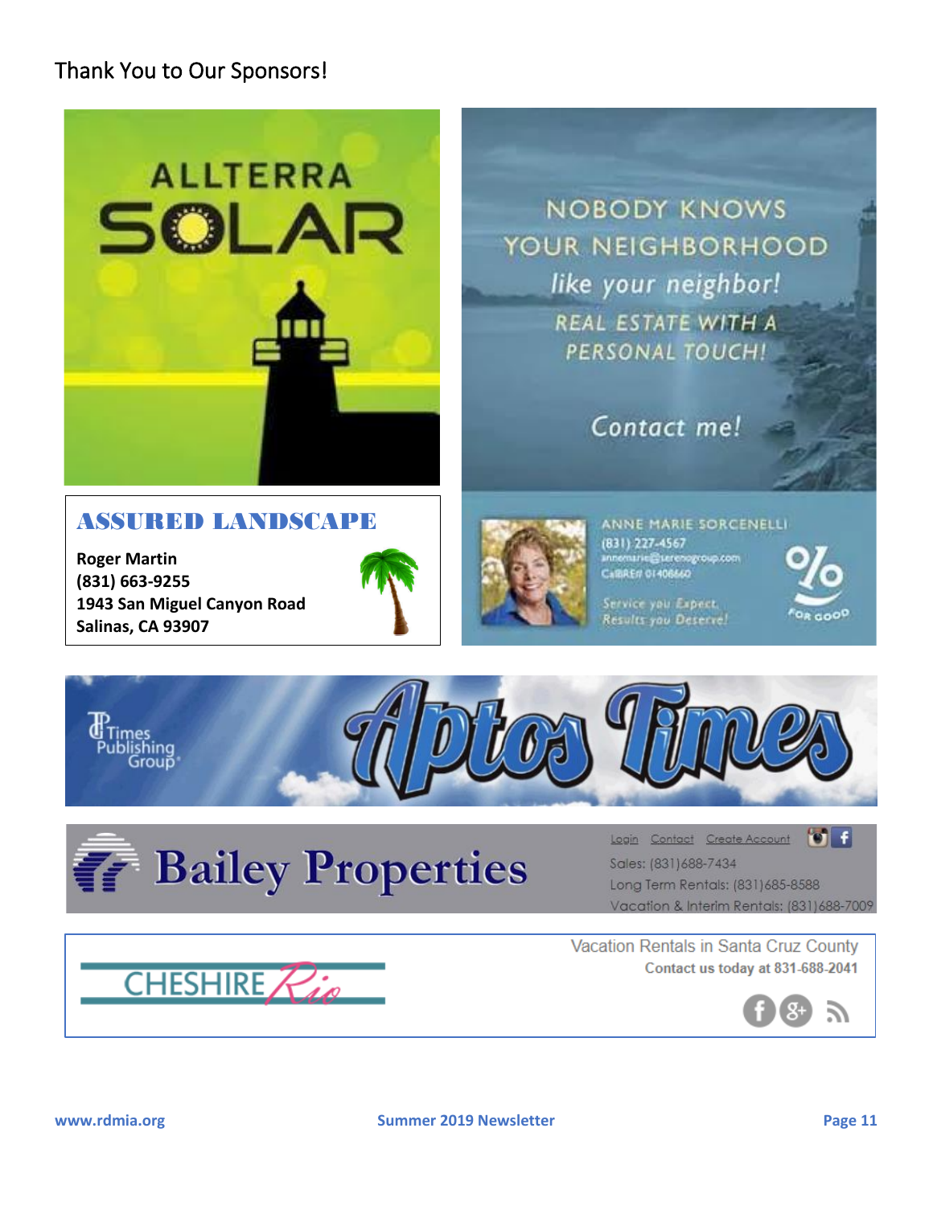## Thank You to Our Sponsors!

ALLTERRA SOLAR

NOBODY KNOWS YOUR NEIGHBORHOOD *like your neighbor!*

REAL ESTATE WITH A PERSONAL TOUCH!

Contact me!

**ASSURED LANDSCAPE**

**Roger Martin**
**(831) 663-9255**
**1943 San Miguel Canyon Road**
**Salinas, CA 93907**

ANNE MARIE SORCENELLI
(831) 227-4567
annemarie@serenogroup.com
CalBRE# 01408660

Service you Expect. Results you Deserve!

FOR GOOD

Times Publishing Group

Aptos Times

Bailey Properties

Login Contact Create Account

Sales: (831)688-7434
Long Term Rentals: (831)685-8588
Vacation & Interim Rentals: (831)688-7009

CHESHIRE Rio

Vacation Rentals in Santa Cruz County
**Contact us today at 831-688-2041**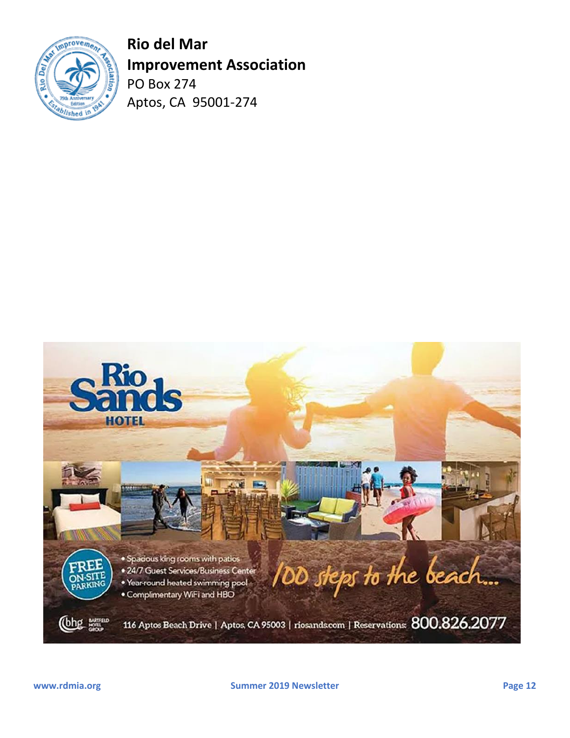**Rio del Mar**
**Improvement Association**
PO Box 274
Aptos, CA 95001-274

Rio Sands
HOTEL

- Spacious king rooms with patios
- 24/7 Guest Services/Business Center
- Year-round heated swimming pool
- Complimentary WiFi and HBO

FREE ON-SITE PARKING

100 steps to the beach...

116 Aptos Beach Drive | Aptos, CA 95003 | riosands.com | Reservations: 800.826.2077